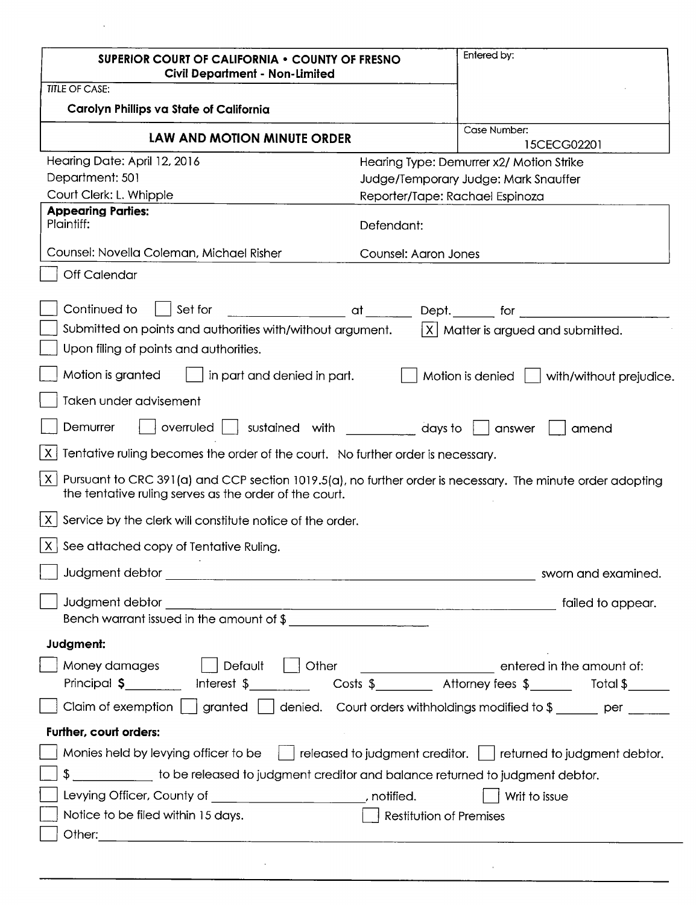| SUPERIOR COURT OF CALIFORNIA • COUNTY OF FRESNO Civil Department - Non-Limited | Entered by: |
|---|---|
| TITLE OF CASE: Carolyn Phillips va State of California | |
| **LAW AND MOTION MINUTE ORDER** | Case Number: 15CECG02201 |

| | |
|---|---|
| Hearing Date: April 12, 2016 | Hearing Type: Demurrer x2/ Motion Strike |
| Department: 501 | Judge/Temporary Judge: Mark Snauffer |
| Court Clerk: L. Whipple | Reporter/Tape: Rachael Espinoza |

**Appearing Parties:**

| | |
|---|---|
| Plaintiff: | Defendant: |
| Counsel: Novella Coleman, Michael Risher | Counsel: Aaron Jones |

[ ] Off Calendar

[ ] Continued to [ ] Set for ____________ at ______ Dept. ______ for ______________

[ ] Submitted on points and authorities with/without argument. [X] Matter is argued and submitted.

[ ] Upon filing of points and authorities.

[ ] Motion is granted [ ] in part and denied in part. [ ] Motion is denied [ ] with/without prejudice.

[ ] Taken under advisement

[ ] Demurrer [ ] overruled [ ] sustained with ________ days to [ ] answer [ ] amend

[X] Tentative ruling becomes the order of the court. No further order is necessary.

[X] Pursuant to CRC 391(a) and CCP section 1019.5(a), no further order is necessary. The minute order adopting the tentative ruling serves as the order of the court.

[X] Service by the clerk will constitute notice of the order.

[X] See attached copy of Tentative Ruling.

[ ] Judgment debtor ______________________________ sworn and examined.

[ ] Judgment debtor ______________________________ failed to appear.
Bench warrant issued in the amount of $ ______________

**Judgment:**

[ ] Money damages [ ] Default [ ] Other ______________ entered in the amount of:
Principal $________ Interest $________ Costs $________ Attorney fees $______ Total $______

[ ] Claim of exemption [ ] granted [ ] denied. Court orders withholdings modified to $ ______ per ______

**Further, court orders:**

[ ] Monies held by levying officer to be [ ] released to judgment creditor. [ ] returned to judgment debtor.

[ ] $ __________ to be released to judgment creditor and balance returned to judgment debtor.

[ ] Levying Officer, County of ________________, notified. [ ] Writ to issue

[ ] Notice to be filed within 15 days. [ ] Restitution of Premises

[ ] Other: ______________________________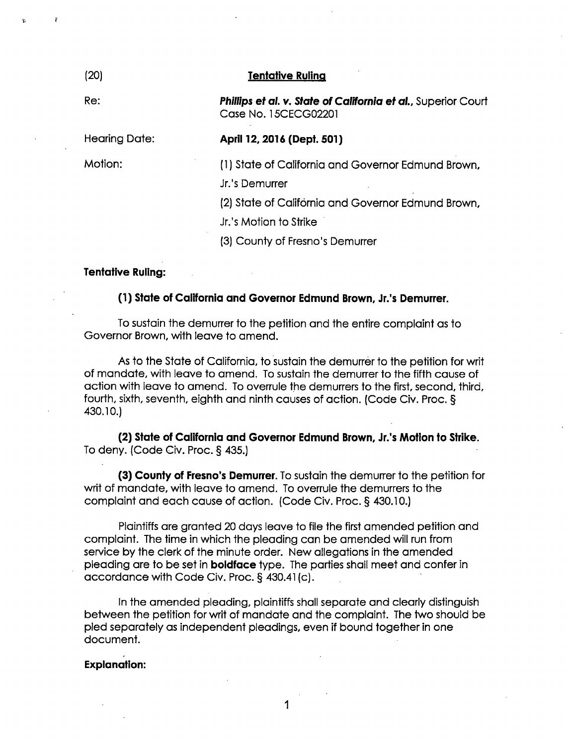(20) **Tentative Ruling**

Re: ***Phillips et al. v. State of California et al.***, Superior Court Case No. 15CECG02201

Hearing Date: **April 12, 2016 (Dept. 501)**

Motion: (1) State of California and Governor Edmund Brown, Jr.'s Demurrer

(2) State of California and Governor Edmund Brown, Jr.'s Motion to Strike

(3) County of Fresno's Demurrer

**Tentative Ruling:**

**(1) State of California and Governor Edmund Brown, Jr.'s Demurrer.**

To sustain the demurrer to the petition and the entire complaint as to Governor Brown, with leave to amend.

As to the State of California, to sustain the demurrer to the petition for writ of mandate, with leave to amend. To sustain the demurrer to the fifth cause of action with leave to amend. To overrule the demurrers to the first, second, third, fourth, sixth, seventh, eighth and ninth causes of action. (Code Civ. Proc. § 430.10.)

**(2) State of California and Governor Edmund Brown, Jr.'s Motion to Strike.** To deny. (Code Civ. Proc. § 435.)

**(3) County of Fresno's Demurrer.** To sustain the demurrer to the petition for writ of mandate, with leave to amend. To overrule the demurrers to the complaint and each cause of action. (Code Civ. Proc. § 430.10.)

Plaintiffs are granted 20 days leave to file the first amended petition and complaint. The time in which the pleading can be amended will run from service by the clerk of the minute order. New allegations in the amended pleading are to be set in **boldface** type. The parties shall meet and confer in accordance with Code Civ. Proc. § 430.41(c).

In the amended pleading, plaintiffs shall separate and clearly distinguish between the petition for writ of mandate and the complaint. The two should be pled separately as independent pleadings, even if bound together in one document.

**Explanation:**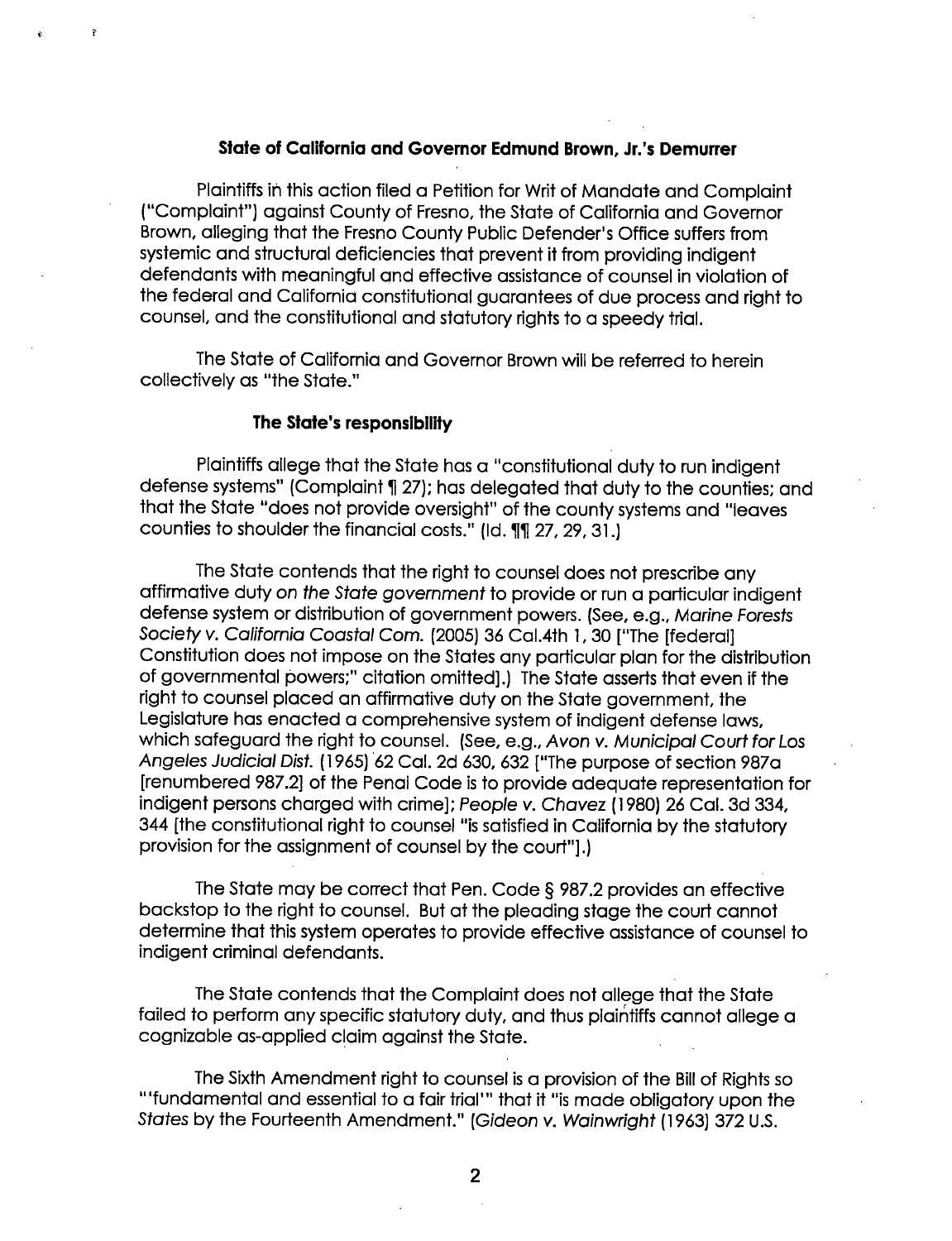**State of California and Governor Edmund Brown, Jr.'s Demurrer**

Plaintiffs in this action filed a Petition for Writ of Mandate and Complaint ("Complaint") against County of Fresno, the State of California and Governor Brown, alleging that the Fresno County Public Defender's Office suffers from systemic and structural deficiencies that prevent it from providing indigent defendants with meaningful and effective assistance of counsel in violation of the federal and California constitutional guarantees of due process and right to counsel, and the constitutional and statutory rights to a speedy trial.

The State of California and Governor Brown will be referred to herein collectively as "the State."

**The State's responsibility**

Plaintiffs allege that the State has a "constitutional duty to run indigent defense systems" (Complaint ¶ 27); has delegated that duty to the counties; and that the State "does not provide oversight" of the county systems and "leaves counties to shoulder the financial costs." (Id. ¶¶ 27, 29, 31.)

The State contends that the right to counsel does not prescribe any affirmative duty *on the State government* to provide or run a particular indigent defense system or distribution of government powers. (See, e.g., *Marine Forests Society v. California Coastal Com.* (2005) 36 Cal.4th 1, 30 ["The [federal] Constitution does not impose on the States any particular plan for the distribution of governmental powers;" citation omitted].) The State asserts that even if the right to counsel placed an affirmative duty on the State government, the Legislature has enacted a comprehensive system of indigent defense laws, which safeguard the right to counsel. (See, e.g., *Avon v. Municipal Court for Los Angeles Judicial Dist.* (1965) 62 Cal. 2d 630, 632 ["The purpose of section 987a [renumbered 987.2] of the Penal Code is to provide adequate representation for indigent persons charged with crime]; *People v. Chavez* (1980) 26 Cal. 3d 334, 344 [the constitutional right to counsel "is satisfied in California by the statutory provision for the assignment of counsel by the court"].)

The State may be correct that Pen. Code § 987.2 provides an effective backstop to the right to counsel. But at the pleading stage the court cannot determine that this system operates to provide effective assistance of counsel to indigent criminal defendants.

The State contends that the Complaint does not allege that the State failed to perform any specific statutory duty, and thus plaintiffs cannot allege a cognizable as-applied claim against the State.

The Sixth Amendment right to counsel is a provision of the Bill of Rights so "'fundamental and essential to a fair trial'" that it "is made obligatory upon the *States* by the Fourteenth Amendment." (*Gideon v. Wainwright* (1963) 372 U.S.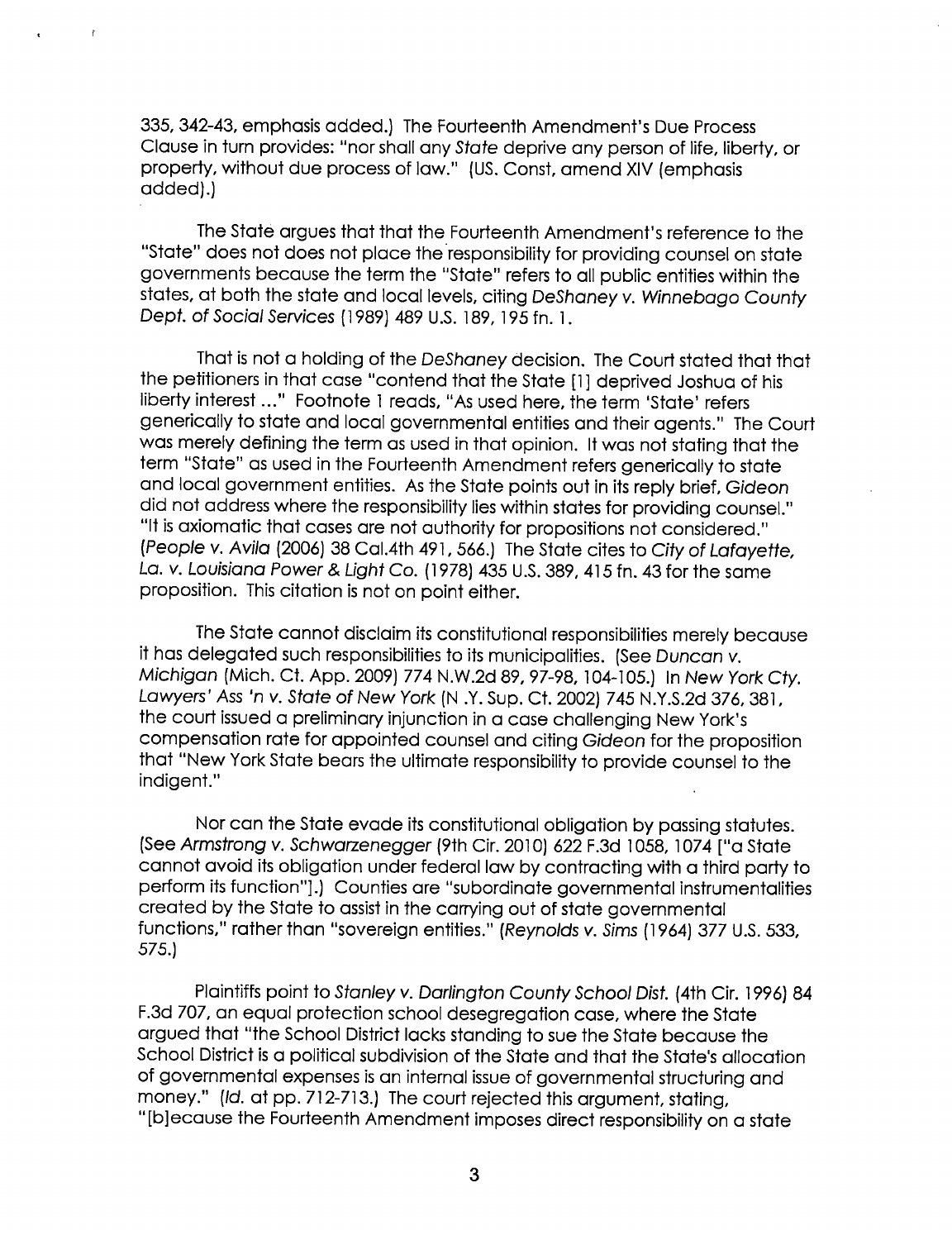335, 342-43, emphasis added.) The Fourteenth Amendment's Due Process Clause in turn provides: "nor shall any *State* deprive any person of life, liberty, or property, without due process of law." (US. Const, amend XIV (emphasis added).)

The State argues that that the Fourteenth Amendment's reference to the "State" does not does not place the responsibility for providing counsel on state governments because the term the "State" refers to all public entities within the states, at both the state and local levels, citing *DeShaney v. Winnebago County Dept. of Social Services* (1989) 489 U.S. 189, 195 fn. 1.

That is not a holding of the *DeShaney* decision. The Court stated that that the petitioners in that case "contend that the State [1] deprived Joshua of his liberty interest ..." Footnote 1 reads, "As used here, the term 'State' refers generically to state and local governmental entities and their agents." The Court was merely defining the term as used in that opinion. It was not stating that the term "State" as used in the Fourteenth Amendment refers generically to state and local government entities. As the State points out in its reply brief, *Gideon* did not address where the responsibility lies within states for providing counsel." "It is axiomatic that cases are not authority for propositions not considered." (*People v. Avila* (2006) 38 Cal.4th 491, 566.) The State cites to *City of Lafayette, La. v. Louisiana Power & Light Co.* (1978) 435 U.S. 389, 415 fn. 43 for the same proposition. This citation is not on point either.

The State cannot disclaim its constitutional responsibilities merely because it has delegated such responsibilities to its municipalities. (See *Duncan v. Michigan* (Mich. Ct. App. 2009) 774 N.W.2d 89, 97-98, 104-105.) In *New York Cty. Lawyers' Ass 'n v. State of New York* (N .Y. Sup. Ct. 2002) 745 N.Y.S.2d 376, 381, the court issued a preliminary injunction in a case challenging New York's compensation rate for appointed counsel and citing *Gideon* for the proposition that "New York State bears the ultimate responsibility to provide counsel to the indigent."

Nor can the State evade its constitutional obligation by passing statutes. (See *Armstrong v. Schwarzenegger* (9th Cir. 2010) 622 F.3d 1058, 1074 ["a State cannot avoid its obligation under federal law by contracting with a third party to perform its function"].) Counties are "subordinate governmental instrumentalities created by the State to assist in the carrying out of state governmental functions," rather than "sovereign entities." (*Reynolds v. Sims* (1964) 377 U.S. 533, 575.)

Plaintiffs point to *Stanley v. Darlington County School Dist.* (4th Cir. 1996) 84 F.3d 707, an equal protection school desegregation case, where the State argued that "the School District lacks standing to sue the State because the School District is a political subdivision of the State and that the State's allocation of governmental expenses is an internal issue of governmental structuring and money." (*Id.* at pp. 712-713.) The court rejected this argument, stating, "[b]ecause the Fourteenth Amendment imposes direct responsibility on a state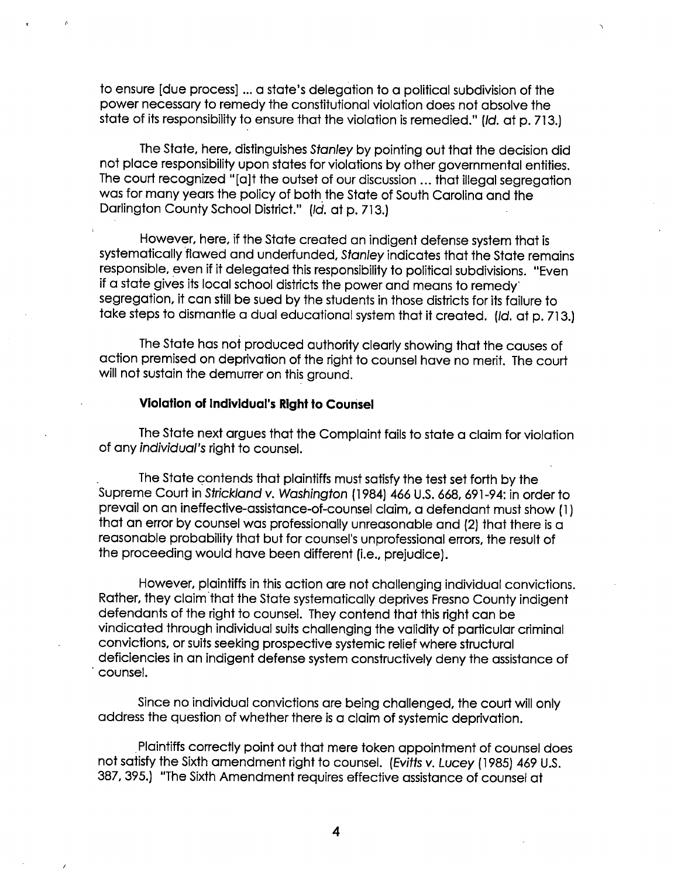to ensure [due process] ... a state's delegation to a political subdivision of the power necessary to remedy the constitutional violation does not absolve the state of its responsibility to ensure that the violation is remedied." (*Id.* at p. 713.)

The State, here, distinguishes *Stanley* by pointing out that the decision did not place responsibility upon states for violations by other governmental entities. The court recognized "[a]t the outset of our discussion ... that illegal segregation was for many years the policy of both the State of South Carolina and the Darlington County School District." (*Id.* at p. 713.)

However, here, if the State created an indigent defense system that is systematically flawed and underfunded, *Stanley* indicates that the State remains responsible, even if it delegated this responsibility to political subdivisions. "Even if a state gives its local school districts the power and means to remedy segregation, it can still be sued by the students in those districts for its failure to take steps to dismantle a dual educational system that it created. (*Id.* at p. 713.)

The State has not produced authority clearly showing that the causes of action premised on deprivation of the right to counsel have no merit. The court will not sustain the demurrer on this ground.

### Violation of Individual's Right to Counsel

The State next argues that the Complaint fails to state a claim for violation of any *individual's* right to counsel.

The State contends that plaintiffs must satisfy the test set forth by the Supreme Court in *Strickland v. Washington* (1984) 466 U.S. 668, 691-94: in order to prevail on an ineffective-assistance-of-counsel claim, a defendant must show (1) that an error by counsel was professionally unreasonable and (2) that there is a reasonable probability that but for counsel's unprofessional errors, the result of the proceeding would have been different (i.e., prejudice).

However, plaintiffs in this action are not challenging individual convictions. Rather, they claim that the State systematically deprives Fresno County indigent defendants of the right to counsel. They contend that this right can be vindicated through individual suits challenging the validity of particular criminal convictions, or suits seeking prospective systemic relief where structural deficiencies in an indigent defense system constructively deny the assistance of counsel.

Since no individual convictions are being challenged, the court will only address the question of whether there is a claim of systemic deprivation.

Plaintiffs correctly point out that mere token appointment of counsel does not satisfy the Sixth amendment right to counsel. (*Evitts v. Lucey* (1985) 469 U.S. 387, 395.) "The Sixth Amendment requires effective assistance of counsel at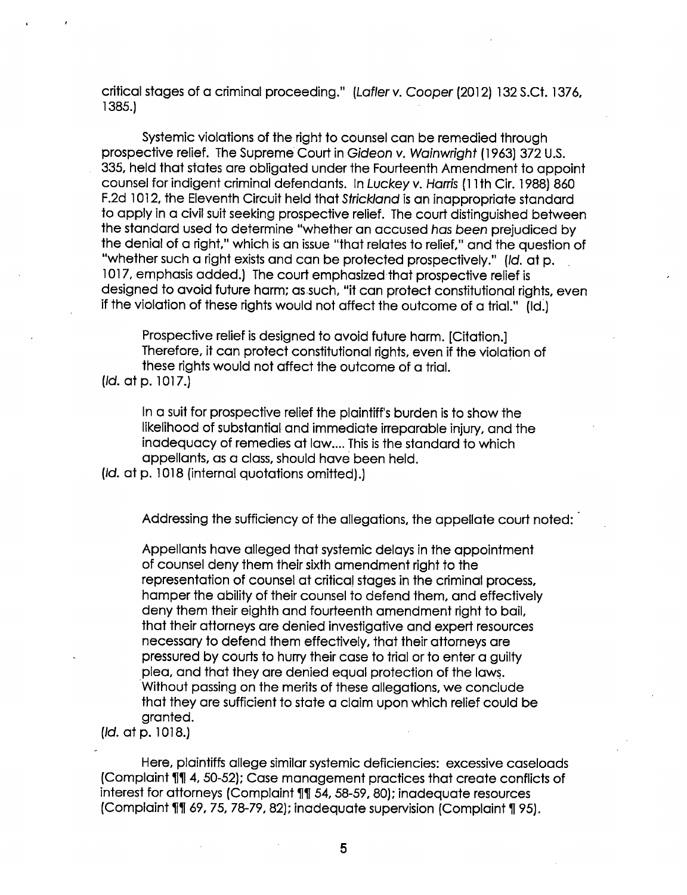critical stages of a criminal proceeding." (*Lafler v. Cooper* (2012) 132 S.Ct. 1376, 1385.)

Systemic violations of the right to counsel can be remedied through prospective relief. The Supreme Court in *Gideon v. Wainwright* (1963) 372 U.S. 335, held that states are obligated under the Fourteenth Amendment to appoint counsel for indigent criminal defendants. In *Luckey v. Harris* (11th Cir. 1988) 860 F.2d 1012, the Eleventh Circuit held that *Strickland* is an inappropriate standard to apply in a civil suit seeking prospective relief. The court distinguished between the standard used to determine "whether an accused *has been* prejudiced by the denial of a right," which is an issue "that relates to relief," and the question of "whether such a right exists and can be protected prospectively." (*Id.* at p. 1017, emphasis added.) The court emphasized that prospective relief is designed to avoid future harm; as such, "it can protect constitutional rights, even if the violation of these rights would not affect the outcome of a trial." (Id.)

> Prospective relief is designed to avoid future harm. [Citation.] Therefore, it can protect constitutional rights, even if the violation of these rights would not affect the outcome of a trial.

(*Id.* at p. 1017.)

> In a suit for prospective relief the plaintiff's burden is to show the likelihood of substantial and immediate irreparable injury, and the inadequacy of remedies at law.... This is the standard to which appellants, as a class, should have been held.

(*Id.* at p. 1018 (internal quotations omitted).)

Addressing the sufficiency of the allegations, the appellate court noted:

> Appellants have alleged that systemic delays in the appointment of counsel deny them their sixth amendment right to the representation of counsel at critical stages in the criminal process, hamper the ability of their counsel to defend them, and effectively deny them their eighth and fourteenth amendment right to bail, that their attorneys are denied investigative and expert resources necessary to defend them effectively, that their attorneys are pressured by courts to hurry their case to trial or to enter a guilty plea, and that they are denied equal protection of the laws. Without passing on the merits of these allegations, we conclude that they are sufficient to state a claim upon which relief could be granted.

(*Id.* at p. 1018.)

Here, plaintiffs allege similar systemic deficiencies: excessive caseloads (Complaint ¶¶ 4, 50-52); Case management practices that create conflicts of interest for attorneys (Complaint ¶¶ 54, 58-59, 80); inadequate resources (Complaint ¶¶ 69, 75, 78-79, 82); inadequate supervision (Complaint ¶ 95).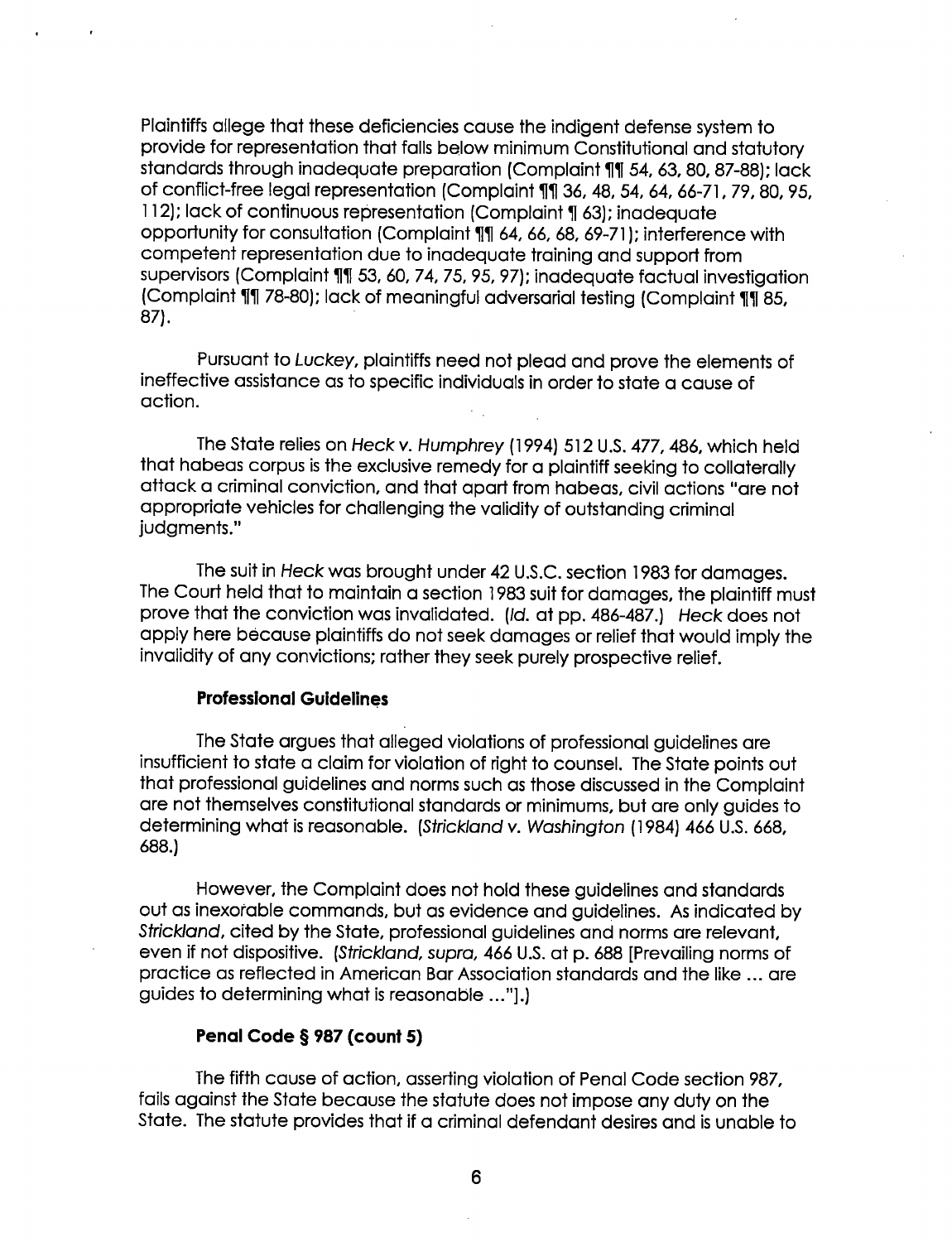Plaintiffs allege that these deficiencies cause the indigent defense system to provide for representation that falls below minimum Constitutional and statutory standards through inadequate preparation (Complaint ¶¶ 54, 63, 80, 87-88); lack of conflict-free legal representation (Complaint ¶¶ 36, 48, 54, 64, 66-71, 79, 80, 95, 112); lack of continuous representation (Complaint ¶ 63); inadequate opportunity for consultation (Complaint ¶¶ 64, 66, 68, 69-71); interference with competent representation due to inadequate training and support from supervisors (Complaint ¶¶ 53, 60, 74, 75, 95, 97); inadequate factual investigation (Complaint ¶¶ 78-80); lack of meaningful adversarial testing (Complaint ¶¶ 85, 87).

Pursuant to *Luckey*, plaintiffs need not plead and prove the elements of ineffective assistance as to specific individuals in order to state a cause of action.

The State relies on *Heck v. Humphrey* (1994) 512 U.S. 477, 486, which held that habeas corpus is the exclusive remedy for a plaintiff seeking to collaterally attack a criminal conviction, and that apart from habeas, civil actions "are not appropriate vehicles for challenging the validity of outstanding criminal judgments."

The suit in *Heck* was brought under 42 U.S.C. section 1983 for damages. The Court held that to maintain a section 1983 suit for damages, the plaintiff must prove that the conviction was invalidated. (*Id.* at pp. 486-487.) *Heck* does not apply here because plaintiffs do not seek damages or relief that would imply the invalidity of any convictions; rather they seek purely prospective relief.

**Professional Guidelines**

The State argues that alleged violations of professional guidelines are insufficient to state a claim for violation of right to counsel. The State points out that professional guidelines and norms such as those discussed in the Complaint are not themselves constitutional standards or minimums, but are only guides to determining what is reasonable. (*Strickland v. Washington* (1984) 466 U.S. 668, 688.)

However, the Complaint does not hold these guidelines and standards out as inexorable commands, but as evidence and guidelines. As indicated by *Strickland*, cited by the State, professional guidelines and norms are relevant, even if not dispositive. (*Strickland, supra*, 466 U.S. at p. 688 [Prevailing norms of practice as reflected in American Bar Association standards and the like ... are guides to determining what is reasonable ..."].)

**Penal Code § 987 (count 5)**

The fifth cause of action, asserting violation of Penal Code section 987, fails against the State because the statute does not impose any duty on the State. The statute provides that if a criminal defendant desires and is unable to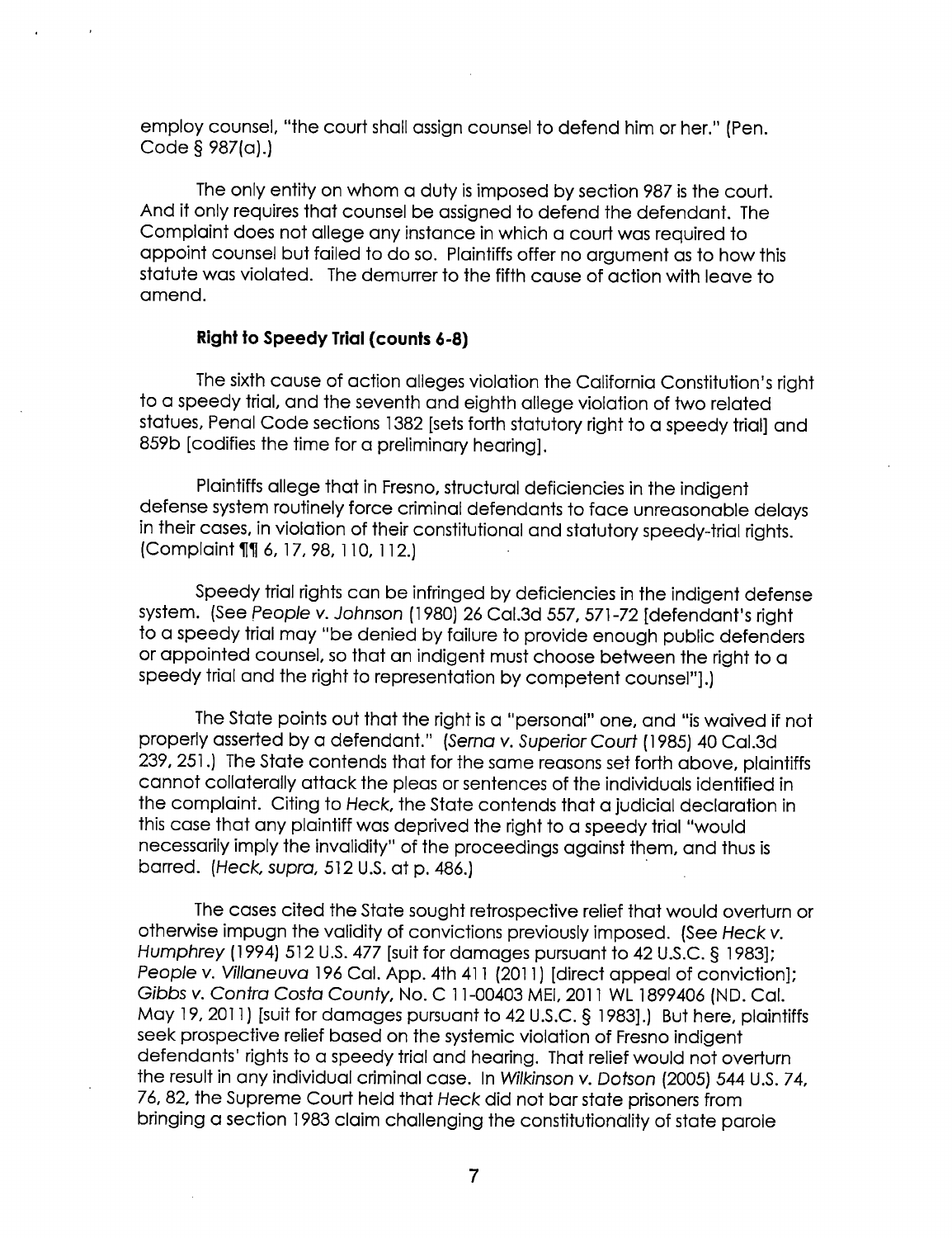employ counsel, "the court shall assign counsel to defend him or her." (Pen. Code § 987(a).)

The only entity on whom a duty is imposed by section 987 is the court. And it only requires that counsel be assigned to defend the defendant. The Complaint does not allege any instance in which a court was required to appoint counsel but failed to do so. Plaintiffs offer no argument as to how this statute was violated. The demurrer to the fifth cause of action with leave to amend.

**Right to Speedy Trial (counts 6-8)**

The sixth cause of action alleges violation the California Constitution's right to a speedy trial, and the seventh and eighth allege violation of two related statues, Penal Code sections 1382 [sets forth statutory right to a speedy trial] and 859b [codifies the time for a preliminary hearing].

Plaintiffs allege that in Fresno, structural deficiencies in the indigent defense system routinely force criminal defendants to face unreasonable delays in their cases, in violation of their constitutional and statutory speedy-trial rights. (Complaint ¶¶ 6, 17, 98, 110, 112.)

Speedy trial rights can be infringed by deficiencies in the indigent defense system. (See *People v. Johnson* (1980) 26 Cal.3d 557, 571-72 [defendant's right to a speedy trial may "be denied by failure to provide enough public defenders or appointed counsel, so that an indigent must choose between the right to a speedy trial and the right to representation by competent counsel"].)

The State points out that the right is a "personal" one, and "is waived if not properly asserted by a defendant." (*Serna v. Superior Court* (1985) 40 Cal.3d 239, 251.) The State contends that for the same reasons set forth above, plaintiffs cannot collaterally attack the pleas or sentences of the individuals identified in the complaint. Citing to *Heck*, the State contends that a judicial declaration in this case that any plaintiff was deprived the right to a speedy trial "would necessarily imply the invalidity" of the proceedings against them, and thus is barred. (*Heck, supra*, 512 U.S. at p. 486.)

The cases cited the State sought retrospective relief that would overturn or otherwise impugn the validity of convictions previously imposed. (See *Heck v. Humphrey* (1994) 512 U.S. 477 [suit for damages pursuant to 42 U.S.C. § 1983]; *People v. Villaneuva* 196 Cal. App. 4th 411 (2011) [direct appeal of conviction]; *Gibbs v. Contra Costa County*, No. C 11-00403 MEI, 2011 WL 1899406 (ND. Cal. May 19, 2011) [suit for damages pursuant to 42 U.S.C. § 1983].) But here, plaintiffs seek prospective relief based on the systemic violation of Fresno indigent defendants' rights to a speedy trial and hearing. That relief would not overturn the result in any individual criminal case. In *Wilkinson v. Dotson* (2005) 544 U.S. 74, 76, 82, the Supreme Court held that *Heck* did not bar state prisoners from bringing a section 1983 claim challenging the constitutionality of state parole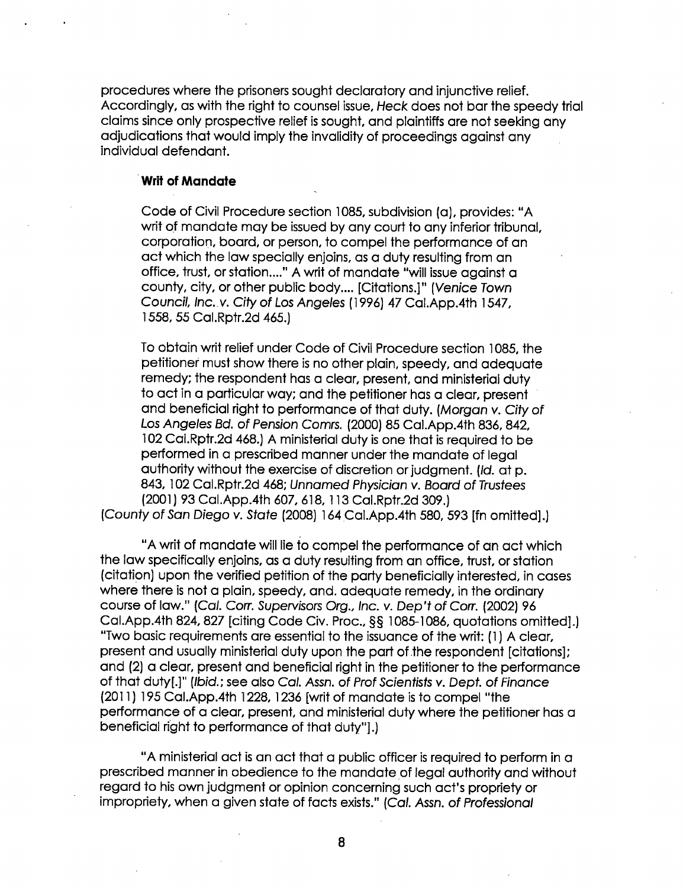procedures where the prisoners sought declaratory and injunctive relief. Accordingly, as with the right to counsel issue, *Heck* does not bar the speedy trial claims since only prospective relief is sought, and plaintiffs are not seeking any adjudications that would imply the invalidity of proceedings against any individual defendant.

**Writ of Mandate**

> Code of Civil Procedure section 1085, subdivision (a), provides: "A writ of mandate may be issued by any court to any inferior tribunal, corporation, board, or person, to compel the performance of an act which the law specially enjoins, as a duty resulting from an office, trust, or station...." A writ of mandate "will issue against a county, city, or other public body.... [Citations.]" (*Venice Town Council, Inc. v. City of Los Angeles* (1996) 47 Cal.App.4th 1547, 1558, 55 Cal.Rptr.2d 465.)
>
> To obtain writ relief under Code of Civil Procedure section 1085, the petitioner must show there is no other plain, speedy, and adequate remedy; the respondent has a clear, present, and ministerial duty to act in a particular way; and the petitioner has a clear, present and beneficial right to performance of that duty. (*Morgan v. City of Los Angeles Bd. of Pension Comrs.* (2000) 85 Cal.App.4th 836, 842, 102 Cal.Rptr.2d 468.) A ministerial duty is one that is required to be performed in a prescribed manner under the mandate of legal authority without the exercise of discretion or judgment. (*Id.* at p. 843, 102 Cal.Rptr.2d 468; *Unnamed Physician v. Board of Trustees* (2001) 93 Cal.App.4th 607, 618, 113 Cal.Rptr.2d 309.)

(*County of San Diego v. State* (2008) 164 Cal.App.4th 580, 593 [fn omitted].)

"A writ of mandate will lie to compel the performance of an act which the law specifically enjoins, as a duty resulting from an office, trust, or station (citation) upon the verified petition of the party beneficially interested, in cases where there is not a plain, speedy, and. adequate remedy, in the ordinary course of law." (*Cal. Corr. Supervisors Org., Inc. v. Dep't of Corr.* (2002) 96 Cal.App.4th 824, 827 [citing Code Civ. Proc., §§ 1085-1086, quotations omitted].) "Two basic requirements are essential to the issuance of the writ: (1) A clear, present and usually ministerial duty upon the part of the respondent [citations]; and (2) a clear, present and beneficial right in the petitioner to the performance of that duty[.]" (*Ibid.*; see also *Cal. Assn. of Prof Scientists v. Dept. of Finance* (2011) 195 Cal.App.4th 1228, 1236 [writ of mandate is to compel "the performance of a clear, present, and ministerial duty where the petitioner has a beneficial right to performance of that duty"].)

"A ministerial act is an act that a public officer is required to perform in a prescribed manner in obedience to the mandate of legal authority and without regard to his own judgment or opinion concerning such act's propriety or impropriety, when a given state of facts exists." (*Cal. Assn. of Professional*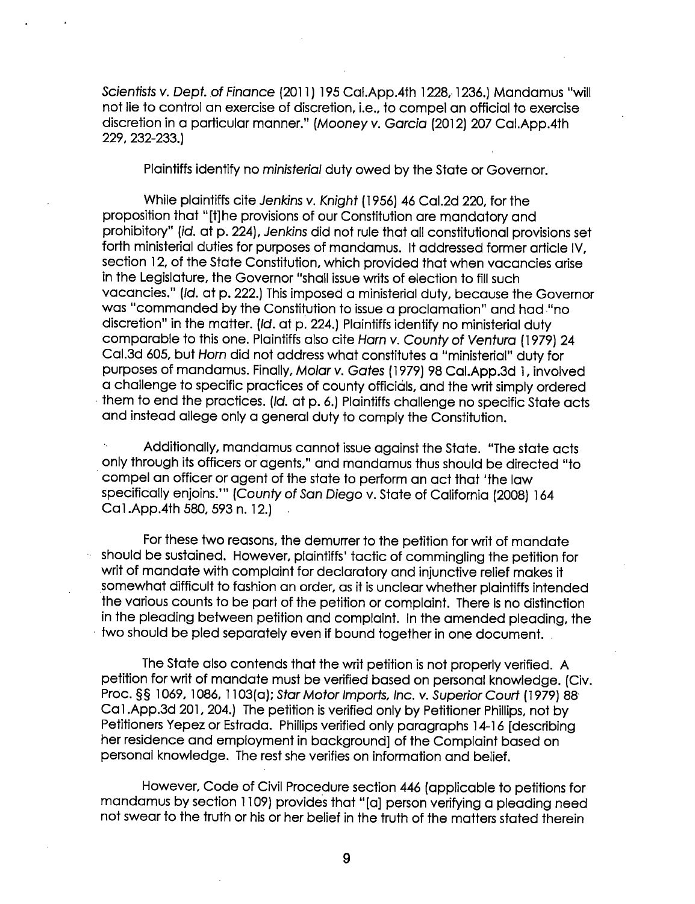*Scientists v. Dept. of Finance* (2011) 195 Cal.App.4th 1228, 1236.) Mandamus "will not lie to control an exercise of discretion, i.e., to compel an official to exercise discretion in a particular manner." (*Mooney v. Garcia* (2012) 207 Cal.App.4th 229, 232-233.)

Plaintiffs identify no *ministerial* duty owed by the State or Governor.

While plaintiffs cite *Jenkins v. Knight* (1956) 46 Cal.2d 220, for the proposition that "[t]he provisions of our Constitution are mandatory and prohibitory" (*id.* at p. 224), *Jenkins* did not rule that all constitutional provisions set forth ministerial duties for purposes of mandamus. It addressed former article IV, section 12, of the State Constitution, which provided that when vacancies arise in the Legislature, the Governor "shall issue writs of election to fill such vacancies." (*Id.* at p. 222.) This imposed a ministerial duty, because the Governor was "commanded by the Constitution to issue a proclamation" and had "no discretion" in the matter. (*Id.* at p. 224.) Plaintiffs identify no ministerial duty comparable to this one. Plaintiffs also cite *Horn v. County of Ventura* (1979) 24 Cal.3d 605, but *Horn* did not address what constitutes a "ministerial" duty for purposes of mandamus. Finally, *Molar v. Gates* (1979) 98 Cal.App.3d 1, involved a challenge to specific practices of county officials, and the writ simply ordered them to end the practices. (*Id.* at p. 6.) Plaintiffs challenge no specific State acts and instead allege only a general duty to comply the Constitution.

Additionally, mandamus cannot issue against the State. "The state acts only through its officers or agents," and mandamus thus should be directed "to compel an officer or agent of the state to perform an act that 'the law specifically enjoins.'" (*County of San Diego* v. State of California (2008) 164 Cal.App.4th 580, 593 n. 12.)

For these two reasons, the demurrer to the petition for writ of mandate should be sustained. However, plaintiffs' tactic of commingling the petition for writ of mandate with complaint for declaratory and injunctive relief makes it somewhat difficult to fashion an order, as it is unclear whether plaintiffs intended the various counts to be part of the petition or complaint. There is no distinction in the pleading between petition and complaint. In the amended pleading, the two should be pled separately even if bound together in one document.

The State also contends that the writ petition is not properly verified. A petition for writ of mandate must be verified based on personal knowledge. (Civ. Proc. §§ 1069, 1086, 1103(a); *Star Motor Imports, Inc. v. Superior Court* (1979) 88 Cal.App.3d 201, 204.) The petition is verified only by Petitioner Phillips, not by Petitioners Yepez or Estrada. Phillips verified only paragraphs 14-16 [describing her residence and employment in background] of the Complaint based on personal knowledge. The rest she verifies on information and belief.

However, Code of Civil Procedure section 446 (applicable to petitions for mandamus by section 1109) provides that "[a] person verifying a pleading need not swear to the truth or his or her belief in the truth of the matters stated therein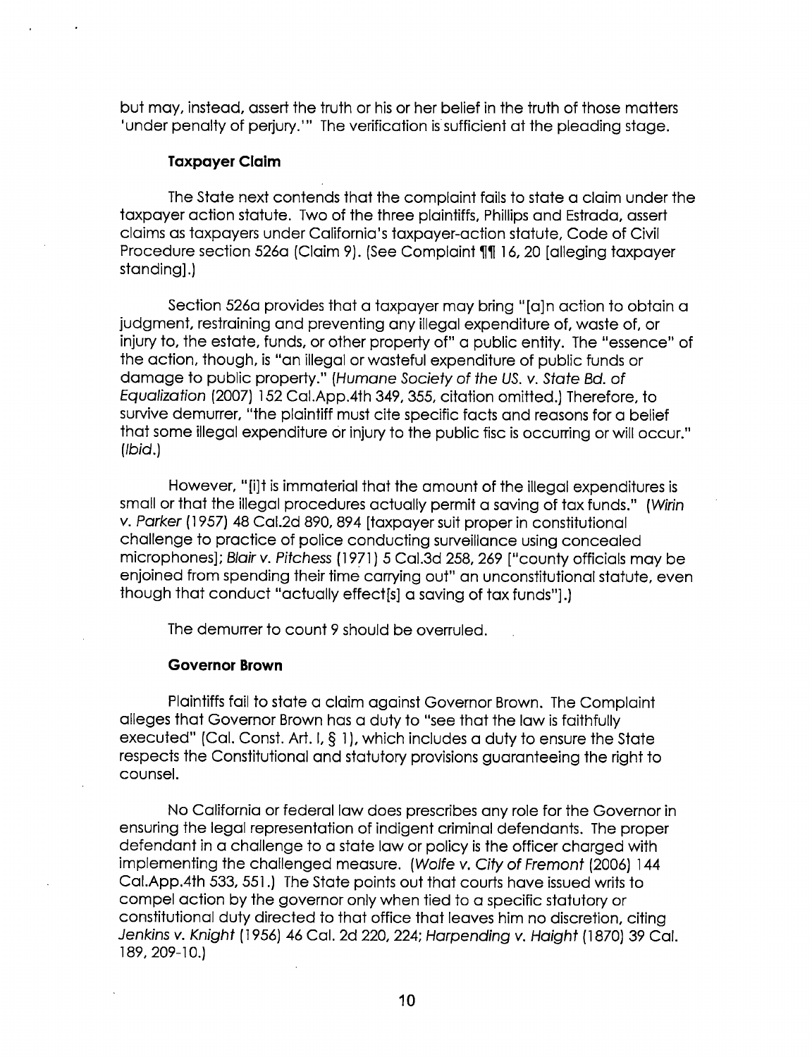but may, instead, assert the truth or his or her belief in the truth of those matters 'under penalty of perjury.'" The verification is sufficient at the pleading stage.

### Taxpayer Claim

The State next contends that the complaint fails to state a claim under the taxpayer action statute. Two of the three plaintiffs, Phillips and Estrada, assert claims as taxpayers under California's taxpayer-action statute, Code of Civil Procedure section 526a (Claim 9). (See Complaint ¶¶ 16, 20 [alleging taxpayer standing].)

Section 526a provides that a taxpayer may bring "[a]n action to obtain a judgment, restraining and preventing any illegal expenditure of, waste of, or injury to, the estate, funds, or other property of" a public entity. The "essence" of the action, though, is "an illegal or wasteful expenditure of public funds or damage to public property." (*Humane Society of the US. v. State Bd. of Equalization* (2007) 152 Cal.App.4th 349, 355, citation omitted.) Therefore, to survive demurrer, "the plaintiff must cite specific facts and reasons for a belief that some illegal expenditure or injury to the public fisc is occurring or will occur." (*Ibid.*)

However, "[i]t is immaterial that the amount of the illegal expenditures is small or that the illegal procedures actually permit a saving of tax funds." (*Wirin v. Parker* (1957) 48 Cal.2d 890, 894 [taxpayer suit proper in constitutional challenge to practice of police conducting surveillance using concealed microphones]; *Blair v. Pitchess* (1971) 5 Cal.3d 258, 269 ["county officials may be enjoined from spending their time carrying out" an unconstitutional statute, even though that conduct "actually effect[s] a saving of tax funds"].)

The demurrer to count 9 should be overruled.

### Governor Brown

Plaintiffs fail to state a claim against Governor Brown. The Complaint alleges that Governor Brown has a duty to "see that the law is faithfully executed" (Cal. Const. Art. I, § 1), which includes a duty to ensure the State respects the Constitutional and statutory provisions guaranteeing the right to counsel.

No California or federal law does prescribes any role for the Governor in ensuring the legal representation of indigent criminal defendants. The proper defendant in a challenge to a state law or policy is the officer charged with implementing the challenged measure. (*Wolfe v. City of Fremont* (2006) 144 Cal.App.4th 533, 551.) The State points out that courts have issued writs to compel action by the governor only when tied to a specific statutory or constitutional duty directed to that office that leaves him no discretion, citing *Jenkins v. Knight* (1956) 46 Cal. 2d 220, 224; *Harpending v. Haight* (1870) 39 Cal. 189, 209-10.)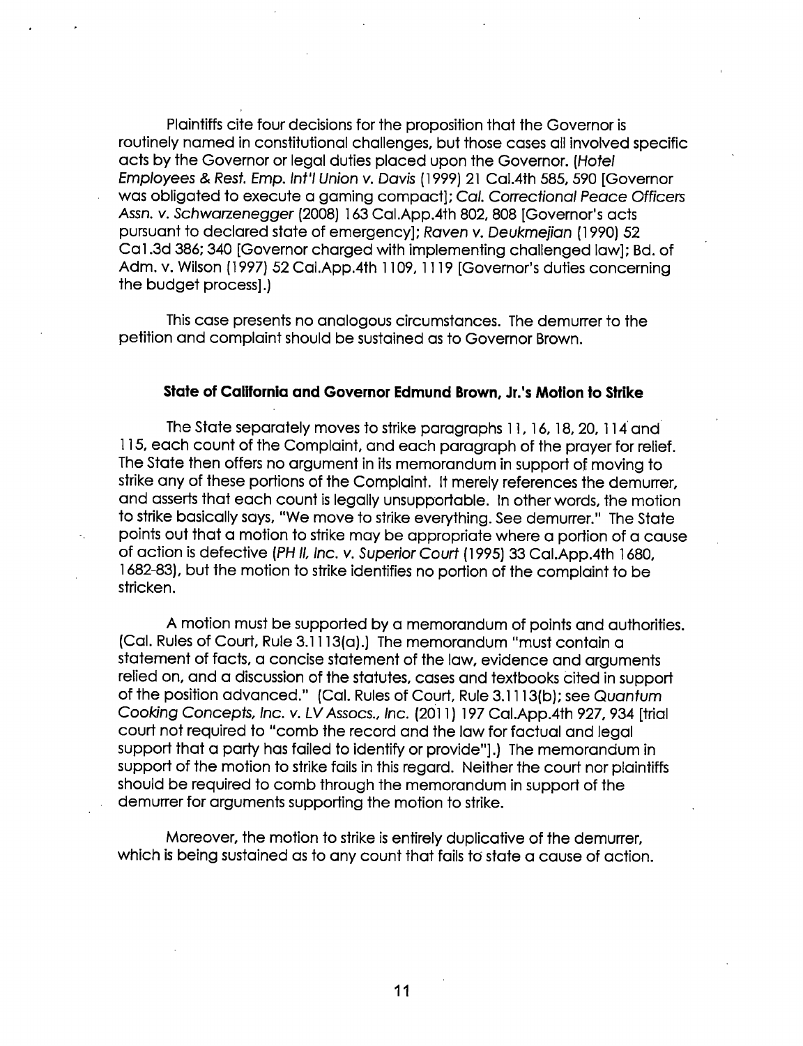Plaintiffs cite four decisions for the proposition that the Governor is routinely named in constitutional challenges, but those cases all involved specific acts by the Governor or legal duties placed upon the Governor. (*Hotel Employees & Rest. Emp. Int'l Union v. Davis* (1999) 21 Cal.4th 585, 590 [Governor was obligated to execute a gaming compact]; *Cal. Correctional Peace Officers Assn. v. Schwarzenegger* (2008) 163 Cal.App.4th 802, 808 [Governor's acts pursuant to declared state of emergency]; *Raven v. Deukmejian* (1990) 52 Cal.3d 386; 340 [Governor charged with implementing challenged law]; Bd. of Adm. v. Wilson (1997) 52 Cal.App.4th 1109, 1119 [Governor's duties concerning the budget process].)

This case presents no analogous circumstances. The demurrer to the petition and complaint should be sustained as to Governor Brown.

**State of California and Governor Edmund Brown, Jr.'s Motion to Strike**

The State separately moves to strike paragraphs 11, 16, 18, 20, 114 and 115, each count of the Complaint, and each paragraph of the prayer for relief. The State then offers no argument in its memorandum in support of moving to strike any of these portions of the Complaint. It merely references the demurrer, and asserts that each count is legally unsupportable. In other words, the motion to strike basically says, "We move to strike everything. See demurrer." The State points out that a motion to strike may be appropriate where a portion of a cause of action is defective (*PH II, Inc. v. Superior Court* (1995) 33 Cal.App.4th 1680, 1682-83), but the motion to strike identifies no portion of the complaint to be stricken.

A motion must be supported by a memorandum of points and authorities. (Cal. Rules of Court, Rule 3.1113(a).) The memorandum "must contain a statement of facts, a concise statement of the law, evidence and arguments relied on, and a discussion of the statutes, cases and textbooks cited in support of the position advanced." (Cal. Rules of Court, Rule 3.1113(b); see *Quantum Cooking Concepts, Inc. v. LV Assocs., Inc.* (2011) 197 Cal.App.4th 927, 934 [trial court not required to "comb the record and the law for factual and legal support that a party has failed to identify or provide"].) The memorandum in support of the motion to strike fails in this regard. Neither the court nor plaintiffs should be required to comb through the memorandum in support of the demurrer for arguments supporting the motion to strike.

Moreover, the motion to strike is entirely duplicative of the demurrer, which is being sustained as to any count that fails to state a cause of action.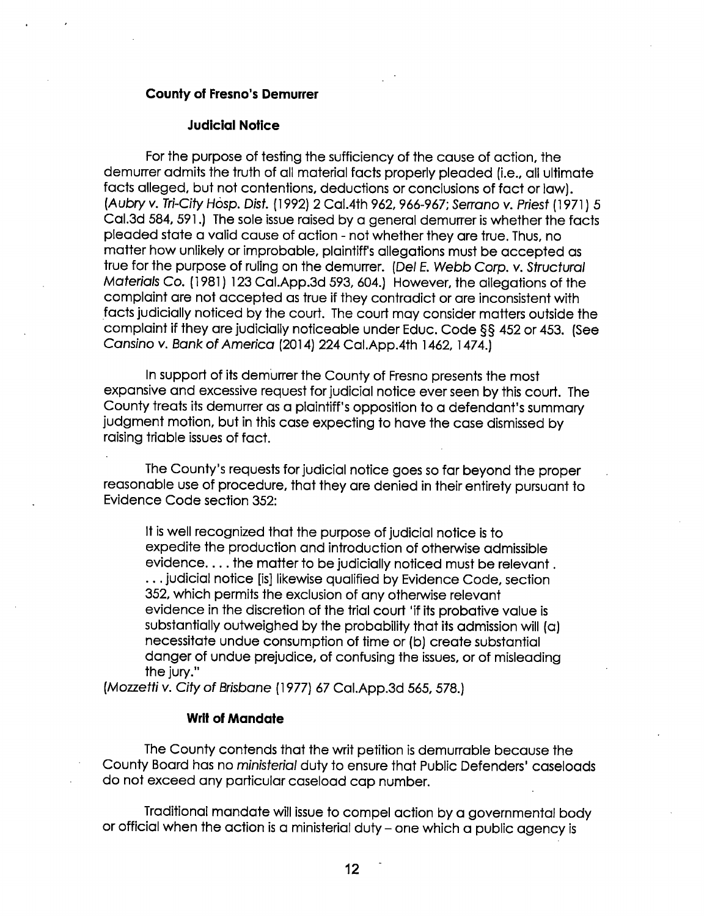### County of Fresno's Demurrer

#### Judicial Notice

For the purpose of testing the sufficiency of the cause of action, the demurrer admits the truth of all material facts properly pleaded (i.e., all ultimate facts alleged, but not contentions, deductions or conclusions of fact or law). (*Aubry v. Tri-City Hosp. Dist.* (1992) 2 Cal.4th 962, 966-967; *Serrano v. Priest* (1971) 5 Cal.3d 584, 591.) The sole issue raised by a general demurrer is whether the facts pleaded state a valid cause of action - not whether they are true. Thus, no matter how unlikely or improbable, plaintiff's allegations must be accepted as true for the purpose of ruling on the demurrer. (*Del E. Webb Corp. v. Structural Materials Co.* (1981) 123 Cal.App.3d 593, 604.) However, the allegations of the complaint are not accepted as true if they contradict or are inconsistent with facts judicially noticed by the court. The court may consider matters outside the complaint if they are judicially noticeable under Educ. Code §§ 452 or 453. (See *Cansino v. Bank of America* (2014) 224 Cal.App.4th 1462, 1474.)

In support of its demurrer the County of Fresno presents the most expansive and excessive request for judicial notice ever seen by this court. The County treats its demurrer as a plaintiff's opposition to a defendant's summary judgment motion, but in this case expecting to have the case dismissed by raising triable issues of fact.

The County's requests for judicial notice goes so far beyond the proper reasonable use of procedure, that they are denied in their entirety pursuant to Evidence Code section 352:

> It is well recognized that the purpose of judicial notice is to expedite the production and introduction of otherwise admissible evidence. . . . the matter to be judicially noticed must be relevant . . . . judicial notice [is] likewise qualified by Evidence Code, section 352, which permits the exclusion of any otherwise relevant evidence in the discretion of the trial court 'if its probative value is substantially outweighed by the probability that its admission will (a) necessitate undue consumption of time or (b) create substantial danger of undue prejudice, of confusing the issues, or of misleading the jury."

(*Mozzetti v. City of Brisbane* (1977) 67 Cal.App.3d 565, 578.)

#### Writ of Mandate

The County contends that the writ petition is demurrable because the County Board has no *ministerial* duty to ensure that Public Defenders' caseloads do not exceed any particular caseload cap number.

Traditional mandate will issue to compel action by a governmental body or official when the action is a ministerial duty – one which a public agency is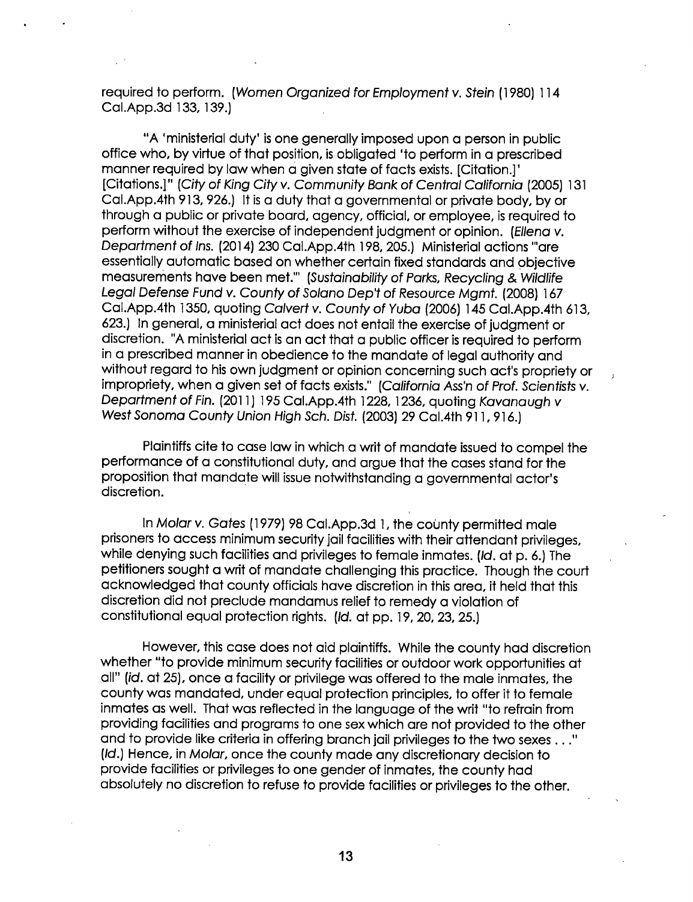required to perform. (*Women Organized for Employment v. Stein* (1980) 114 Cal.App.3d 133, 139.)

"A 'ministerial duty' is one generally imposed upon a person in public office who, by virtue of that position, is obligated 'to perform in a prescribed manner required by law when a given state of facts exists. [Citation.]' [Citations.]" (*City of King City v. Community Bank of Central California* (2005) 131 Cal.App.4th 913, 926.) It is a duty that a governmental or private body, by or through a public or private board, agency, official, or employee, is required to perform without the exercise of independent judgment or opinion. (*Ellena v. Department of Ins.* (2014) 230 Cal.App.4th 198, 205.) Ministerial actions '"are essentially automatic based on whether certain fixed standards and objective measurements have been met."' (*Sustainability of Parks, Recycling & Wildlife Legal Defense Fund v. County of Solano Dep't of Resource Mgmt.* (2008) 167 Cal.App.4th 1350, quoting *Calvert v. County of Yuba* (2006) 145 Cal.App.4th 613, 623.) In general, a ministerial act does not entail the exercise of judgment or discretion. "A ministerial act is an act that a public officer is required to perform in a prescribed manner in obedience to the mandate of legal authority and without regard to his own judgment or opinion concerning such act's propriety or impropriety, when a given set of facts exists." (*California Ass'n of Prof. Scientists v. Department of Fin.* (2011) 195 Cal.App.4th 1228, 1236, quoting *Kavanaugh v West Sonoma County Union High Sch. Dist.* (2003) 29 Cal.4th 911, 916.)

Plaintiffs cite to case law in which a writ of mandate issued to compel the performance of a constitutional duty, and argue that the cases stand for the proposition that mandate will issue notwithstanding a governmental actor's discretion.

In *Molar v. Gates* (1979) 98 Cal.App.3d 1, the county permitted male prisoners to access minimum security jail facilities with their attendant privileges, while denying such facilities and privileges to female inmates. (*Id.* at p. 6.) The petitioners sought a writ of mandate challenging this practice. Though the court acknowledged that county officials have discretion in this area, it held that this discretion did not preclude mandamus relief to remedy a violation of constitutional equal protection rights. (*Id.* at pp. 19, 20, 23, 25.)

However, this case does not aid plaintiffs. While the county had discretion whether "to provide minimum security facilities or outdoor work opportunities at all" (*id.* at 25), once a facility or privilege was offered to the male inmates, the county was mandated, under equal protection principles, to offer it to female inmates as well. That was reflected in the language of the writ "to refrain from providing facilities and programs to one sex which are not provided to the other and to provide like criteria in offering branch jail privileges to the two sexes . . ." (*Id.*) Hence, in *Molar*, once the county made any discretionary decision to provide facilities or privileges to one gender of inmates, the county had absolutely no discretion to refuse to provide facilities or privileges to the other.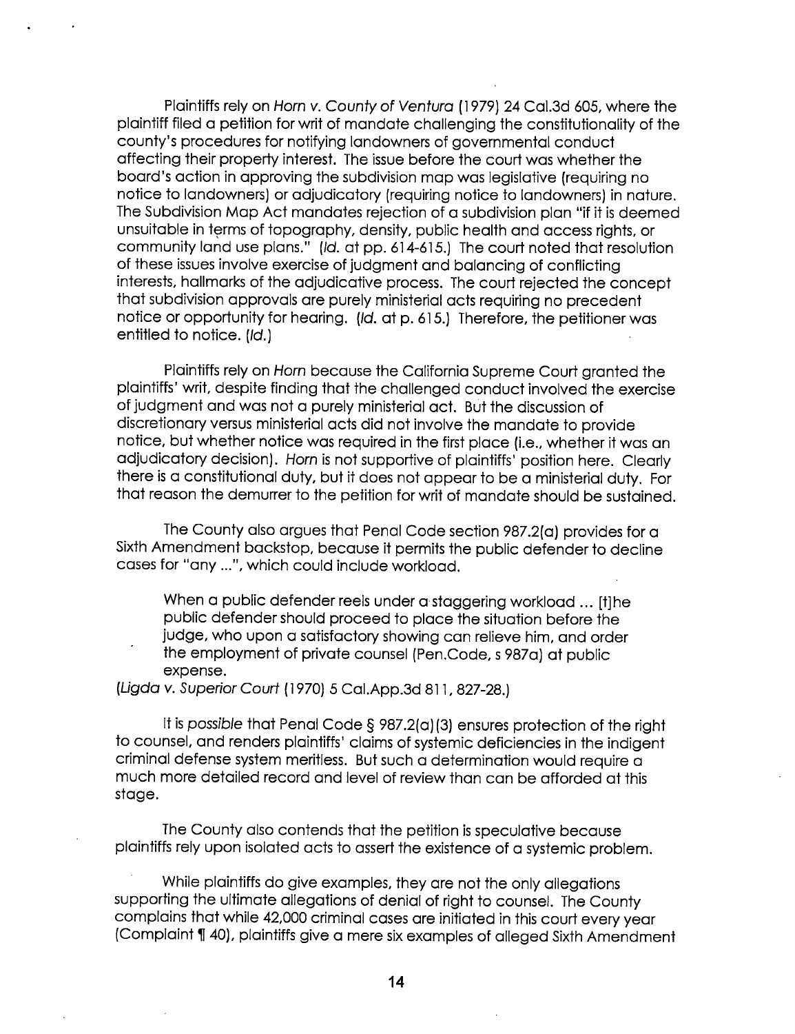Plaintiffs rely on *Horn v. County of Ventura* (1979) 24 Cal.3d 605, where the plaintiff filed a petition for writ of mandate challenging the constitutionality of the county's procedures for notifying landowners of governmental conduct affecting their property interest. The issue before the court was whether the board's action in approving the subdivision map was legislative (requiring no notice to landowners) or adjudicatory (requiring notice to landowners) in nature. The Subdivision Map Act mandates rejection of a subdivision plan "if it is deemed unsuitable in terms of topography, density, public health and access rights, or community land use plans." (*Id.* at pp. 614-615.) The court noted that resolution of these issues involve exercise of judgment and balancing of conflicting interests, hallmarks of the adjudicative process. The court rejected the concept that subdivision approvals are purely ministerial acts requiring no precedent notice or opportunity for hearing. (*Id.* at p. 615.) Therefore, the petitioner was entitled to notice. (*Id.*)

Plaintiffs rely on *Horn* because the California Supreme Court granted the plaintiffs' writ, despite finding that the challenged conduct involved the exercise of judgment and was not a purely ministerial act. But the discussion of discretionary versus ministerial acts did not involve the mandate to provide notice, but whether notice was required in the first place (i.e., whether it was an adjudicatory decision). *Horn* is not supportive of plaintiffs' position here. Clearly there is a constitutional duty, but it does not appear to be a ministerial duty. For that reason the demurrer to the petition for writ of mandate should be sustained.

The County also argues that Penal Code section 987.2(a) provides for a Sixth Amendment backstop, because it permits the public defender to decline cases for "any ...", which could include workload.

> When a public defender reels under a staggering workload ... [t]he public defender should proceed to place the situation before the judge, who upon a satisfactory showing can relieve him, and order the employment of private counsel (Pen.Code, s 987a) at public expense.

(*Ligda v. Superior Court* (1970) 5 Cal.App.3d 811, 827-28.)

It is *possible* that Penal Code § 987.2(a)(3) ensures protection of the right to counsel, and renders plaintiffs' claims of systemic deficiencies in the indigent criminal defense system meritless. But such a determination would require a much more detailed record and level of review than can be afforded at this stage.

The County also contends that the petition is speculative because plaintiffs rely upon isolated acts to assert the existence of a systemic problem.

While plaintiffs do give examples, they are not the only allegations supporting the ultimate allegations of denial of right to counsel. The County complains that while 42,000 criminal cases are initiated in this court every year (Complaint ¶ 40), plaintiffs give a mere six examples of alleged Sixth Amendment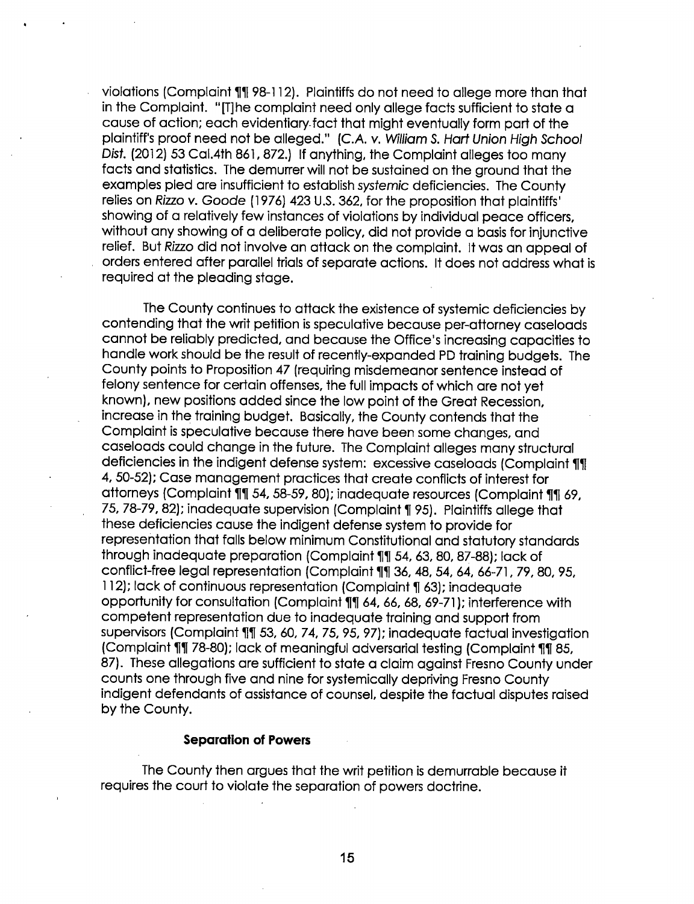violations (Complaint ¶¶ 98-112). Plaintiffs do not need to allege more than that in the Complaint. "[T]he complaint need only allege facts sufficient to state a cause of action; each evidentiary fact that might eventually form part of the plaintiff's proof need not be alleged." (*C.A. v. William S. Hart Union High School Dist.* (2012) 53 Cal.4th 861, 872.) If anything, the Complaint alleges too many facts and statistics. The demurrer will not be sustained on the ground that the examples pled are insufficient to establish *systemic* deficiencies. The County relies on *Rizzo v. Goode* (1976) 423 U.S. 362, for the proposition that plaintiffs' showing of a relatively few instances of violations by individual peace officers, without any showing of a deliberate policy, did not provide a basis for injunctive relief. But *Rizzo* did not involve an attack on the complaint. It was an appeal of orders entered after parallel trials of separate actions. It does not address what is required at the pleading stage.

The County continues to attack the existence of systemic deficiencies by contending that the writ petition is speculative because per-attorney caseloads cannot be reliably predicted, and because the Office's increasing capacities to handle work should be the result of recently-expanded PD training budgets. The County points to Proposition 47 (requiring misdemeanor sentence instead of felony sentence for certain offenses, the full impacts of which are not yet known), new positions added since the low point of the Great Recession, increase in the training budget. Basically, the County contends that the Complaint is speculative because there have been some changes, and caseloads could change in the future. The Complaint alleges many structural deficiencies in the indigent defense system: excessive caseloads (Complaint ¶¶ 4, 50-52); Case management practices that create conflicts of interest for attorneys (Complaint ¶¶ 54, 58-59, 80); inadequate resources (Complaint ¶¶ 69, 75, 78-79, 82); inadequate supervision (Complaint ¶ 95). Plaintiffs allege that these deficiencies cause the indigent defense system to provide for representation that falls below minimum Constitutional and statutory standards through inadequate preparation (Complaint ¶¶ 54, 63, 80, 87-88); lack of conflict-free legal representation (Complaint ¶¶ 36, 48, 54, 64, 66-71, 79, 80, 95, 112); lack of continuous representation (Complaint ¶ 63); inadequate opportunity for consultation (Complaint ¶¶ 64, 66, 68, 69-71); interference with competent representation due to inadequate training and support from supervisors (Complaint ¶¶ 53, 60, 74, 75, 95, 97); inadequate factual investigation (Complaint ¶¶ 78-80); lack of meaningful adversarial testing (Complaint ¶¶ 85, 87). These allegations are sufficient to state a claim against Fresno County under counts one through five and nine for systemically depriving Fresno County indigent defendants of assistance of counsel, despite the factual disputes raised by the County.

**Separation of Powers**

The County then argues that the writ petition is demurrable because it requires the court to violate the separation of powers doctrine.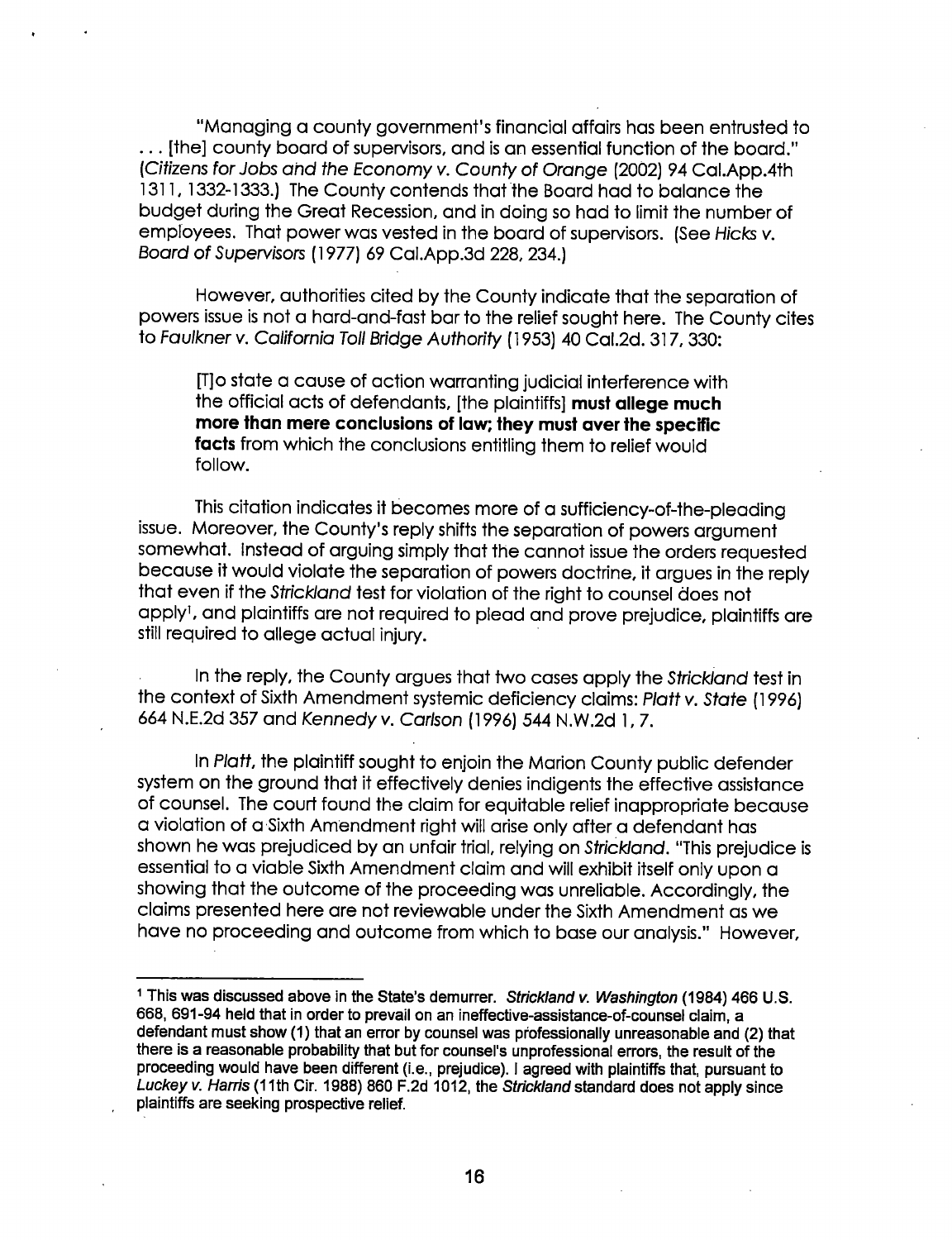"Managing a county government's financial affairs has been entrusted to . . . [the] county board of supervisors, and is an essential function of the board." (*Citizens for Jobs and the Economy v. County of Orange* (2002) 94 Cal.App.4th 1311, 1332-1333.) The County contends that the Board had to balance the budget during the Great Recession, and in doing so had to limit the number of employees. That power was vested in the board of supervisors. (See *Hicks v. Board of Supervisors* (1977) 69 Cal.App.3d 228, 234.)

However, authorities cited by the County indicate that the separation of powers issue is not a hard-and-fast bar to the relief sought here. The County cites to *Faulkner v. California Toll Bridge Authority* (1953) 40 Cal.2d. 317, 330:

> [T]o state a cause of action warranting judicial interference with the official acts of defendants, [the plaintiffs] **must allege much more than mere conclusions of law; they must aver the specific facts** from which the conclusions entitling them to relief would follow.

This citation indicates it becomes more of a sufficiency-of-the-pleading issue. Moreover, the County's reply shifts the separation of powers argument somewhat. Instead of arguing simply that the cannot issue the orders requested because it would violate the separation of powers doctrine, it argues in the reply that even if the *Strickland* test for violation of the right to counsel does not apply[1], and plaintiffs are not required to plead and prove prejudice, plaintiffs are still required to allege actual injury.

In the reply, the County argues that two cases apply the *Strickland* test in the context of Sixth Amendment systemic deficiency claims: *Platt v. State* (1996) 664 N.E.2d 357 and *Kennedy v. Carlson* (1996) 544 N.W.2d 1, 7.

In *Platt*, the plaintiff sought to enjoin the Marion County public defender system on the ground that it effectively denies indigents the effective assistance of counsel. The court found the claim for equitable relief inappropriate because a violation of a Sixth Amendment right will arise only after a defendant has shown he was prejudiced by an unfair trial, relying on *Strickland*. "This prejudice is essential to a viable Sixth Amendment claim and will exhibit itself only upon a showing that the outcome of the proceeding was unreliable. Accordingly, the claims presented here are not reviewable under the Sixth Amendment as we have no proceeding and outcome from which to base our analysis." However,

---

[1] This was discussed above in the State's demurrer. *Strickland v. Washington* (1984) 466 U.S. 668, 691-94 held that in order to prevail on an ineffective-assistance-of-counsel claim, a defendant must show (1) that an error by counsel was professionally unreasonable and (2) that there is a reasonable probability that but for counsel's unprofessional errors, the result of the proceeding would have been different (i.e., prejudice). I agreed with plaintiffs that, pursuant to *Luckey v. Harris* (11th Cir. 1988) 860 F.2d 1012, the *Strickland* standard does not apply since plaintiffs are seeking prospective relief.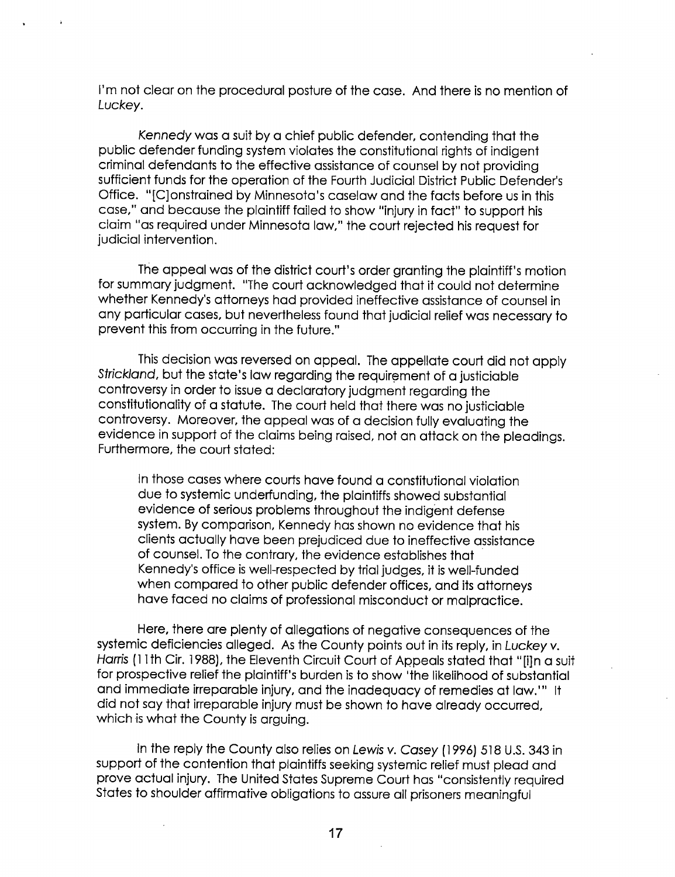I'm not clear on the procedural posture of the case. And there is no mention of *Luckey*.

*Kennedy* was a suit by a chief public defender, contending that the public defender funding system violates the constitutional rights of indigent criminal defendants to the effective assistance of counsel by not providing sufficient funds for the operation of the Fourth Judicial District Public Defender's Office. "[C]onstrained by Minnesota's caselaw and the facts before us in this case," and because the plaintiff failed to show "injury in fact" to support his claim "as required under Minnesota law," the court rejected his request for judicial intervention.

The appeal was of the district court's order granting the plaintiff's motion for summary judgment. "The court acknowledged that it could not determine whether Kennedy's attorneys had provided ineffective assistance of counsel in any particular cases, but nevertheless found that judicial relief was necessary to prevent this from occurring in the future."

This decision was reversed on appeal. The appellate court did not apply *Strickland*, but the state's law regarding the requirement of a justiciable controversy in order to issue a declaratory judgment regarding the constitutionality of a statute. The court held that there was no justiciable controversy. Moreover, the appeal was of a decision fully evaluating the evidence in support of the claims being raised, not an attack on the pleadings. Furthermore, the court stated:

> In those cases where courts have found a constitutional violation due to systemic underfunding, the plaintiffs showed substantial evidence of serious problems throughout the indigent defense system. By comparison, Kennedy has shown no evidence that his clients actually have been prejudiced due to ineffective assistance of counsel. To the contrary, the evidence establishes that Kennedy's office is well-respected by trial judges, it is well-funded when compared to other public defender offices, and its attorneys have faced no claims of professional misconduct or malpractice.

Here, there are plenty of allegations of negative consequences of the systemic deficiencies alleged. As the County points out in its reply, in *Luckey v. Harris* (11th Cir. 1988), the Eleventh Circuit Court of Appeals stated that "[i]n a suit for prospective relief the plaintiff's burden is to show 'the likelihood of substantial and immediate irreparable injury, and the inadequacy of remedies at law.'" It did not say that irreparable injury must be shown to have already occurred, which is what the County is arguing.

In the reply the County also relies on *Lewis v. Casey* (1996) 518 U.S. 343 in support of the contention that plaintiffs seeking systemic relief must plead and prove actual injury. The United States Supreme Court has "consistently required States to shoulder affirmative obligations to assure all prisoners meaningful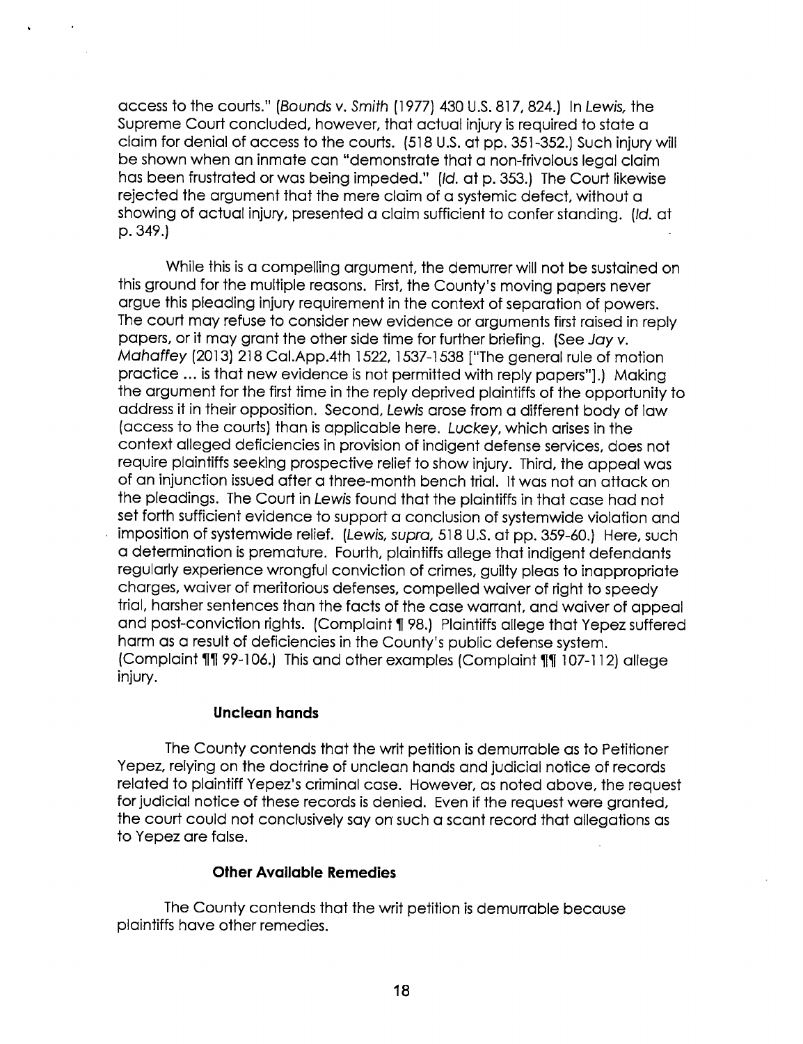access to the courts." (*Bounds v. Smith* (1977) 430 U.S. 817, 824.) In *Lewis*, the Supreme Court concluded, however, that actual injury is required to state a claim for denial of access to the courts. (518 U.S. at pp. 351-352.) Such injury will be shown when an inmate can "demonstrate that a non-frivolous legal claim has been frustrated or was being impeded." (*Id.* at p. 353.) The Court likewise rejected the argument that the mere claim of a systemic defect, without a showing of actual injury, presented a claim sufficient to confer standing. (*Id.* at p. 349.)

While this is a compelling argument, the demurrer will not be sustained on this ground for the multiple reasons. First, the County's moving papers never argue this pleading injury requirement in the context of separation of powers. The court may refuse to consider new evidence or arguments first raised in reply papers, or it may grant the other side time for further briefing. (See *Jay v. Mahaffey* (2013) 218 Cal.App.4th 1522, 1537-1538 ["The general rule of motion practice ... is that new evidence is not permitted with reply papers"].) Making the argument for the first time in the reply deprived plaintiffs of the opportunity to address it in their opposition. Second, *Lewis* arose from a different body of law (access to the courts) than is applicable here. *Luckey*, which arises in the context alleged deficiencies in provision of indigent defense services, does not require plaintiffs seeking prospective relief to show injury. Third, the appeal was of an injunction issued after a three-month bench trial. It was not an attack on the pleadings. The Court in *Lewis* found that the plaintiffs in that case had not set forth sufficient evidence to support a conclusion of systemwide violation and imposition of systemwide relief. (*Lewis, supra*, 518 U.S. at pp. 359-60.) Here, such a determination is premature. Fourth, plaintiffs allege that indigent defendants regularly experience wrongful conviction of crimes, guilty pleas to inappropriate charges, waiver of meritorious defenses, compelled waiver of right to speedy trial, harsher sentences than the facts of the case warrant, and waiver of appeal and post-conviction rights. (Complaint ¶ 98.) Plaintiffs allege that Yepez suffered harm as a result of deficiencies in the County's public defense system. (Complaint ¶¶ 99-106.) This and other examples (Complaint ¶¶ 107-112) allege injury.

**Unclean hands**

The County contends that the writ petition is demurrable as to Petitioner Yepez, relying on the doctrine of unclean hands and judicial notice of records related to plaintiff Yepez's criminal case. However, as noted above, the request for judicial notice of these records is denied. Even if the request were granted, the court could not conclusively say on such a scant record that allegations as to Yepez are false.

**Other Available Remedies**

The County contends that the writ petition is demurrable because plaintiffs have other remedies.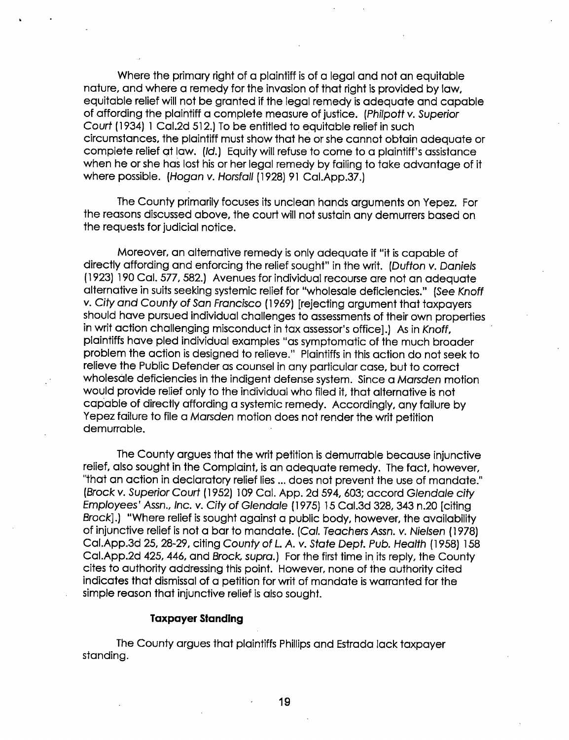Where the primary right of a plaintiff is of a legal and not an equitable nature, and where a remedy for the invasion of that right is provided by law, equitable relief will not be granted if the legal remedy is adequate and capable of affording the plaintiff a complete measure of justice. (*Philpott v. Superior Court* (1934) 1 Cal.2d 512.) To be entitled to equitable relief in such circumstances, the plaintiff must show that he or she cannot obtain adequate or complete relief at law. (*Id.*) Equity will refuse to come to a plaintiff's assistance when he or she has lost his or her legal remedy by failing to take advantage of it where possible. (*Hogan v. Horsfall* (1928) 91 Cal.App.37.)

The County primarily focuses its unclean hands arguments on Yepez. For the reasons discussed above, the court will not sustain any demurrers based on the requests for judicial notice.

Moreover, an alternative remedy is only adequate if "it is capable of directly affording and enforcing the relief sought" in the writ. (*Dufton v. Daniels* (1923) 190 Cal. 577, 582.) Avenues for individual recourse are not an adequate alternative in suits seeking systemic relief for "wholesale deficiencies." (*See Knoff v. City and County of San Francisco* (1969) [rejecting argument that taxpayers should have pursued individual challenges to assessments of their own properties in writ action challenging misconduct in tax assessor's office].) As in *Knoff*, plaintiffs have pled individual examples "as symptomatic of the much broader problem the action is designed to relieve." Plaintiffs in this action do not seek to relieve the Public Defender as counsel in any particular case, but to correct wholesale deficiencies in the indigent defense system. Since a *Marsden* motion would provide relief only to the individual who filed it, that alternative is not capable of directly affording a systemic remedy. Accordingly, any failure by Yepez failure to file a *Marsden* motion does not render the writ petition demurrable.

The County argues that the writ petition is demurrable because injunctive relief, also sought in the Complaint, is an adequate remedy. The fact, however, "that an action in declaratory relief lies ... does not prevent the use of mandate." (*Brock v. Superior Court* (1952) 109 Cal. App. 2d 594, 603; accord *Glendale city Employees' Assn., Inc. v. City of Glendale* (1975) 15 Cal.3d 328, 343 n.20 [citing *Brock*].) "Where relief is sought against a public body, however, the availability of injunctive relief is not a bar to mandate. (*Cal. Teachers Assn. v. Nielsen* (1978) Cal.App.3d 25, 28-29, citing *County of L. A. v. State Dept. Pub. Health* (1958) 158 Cal.App.2d 425, 446, and *Brock, supra*.) For the first time in its reply, the County cites to authority addressing this point. However, none of the authority cited indicates that dismissal of a petition for writ of mandate is warranted for the simple reason that injunctive relief is also sought.

**Taxpayer Standing**

The County argues that plaintiffs Phillips and Estrada lack taxpayer standing.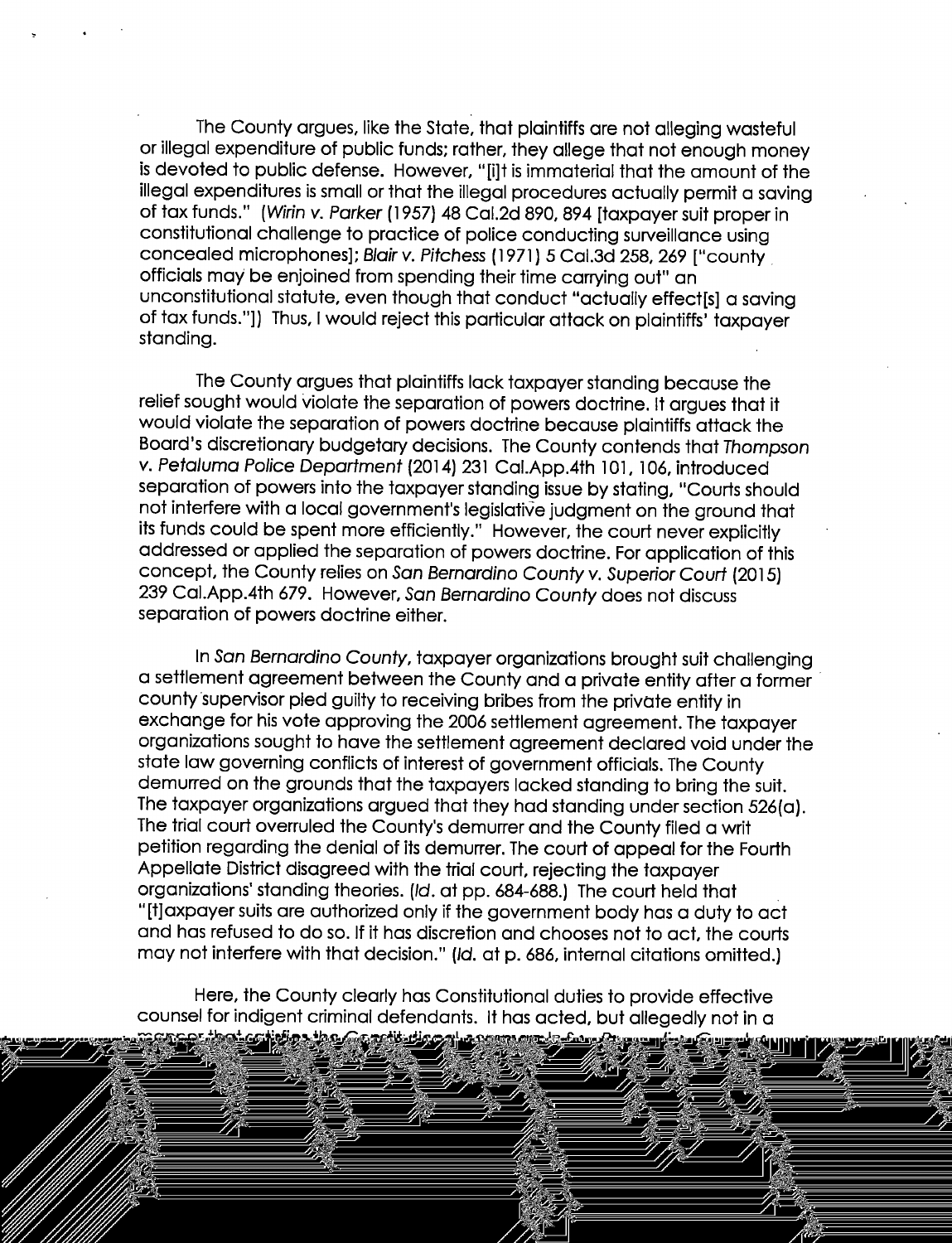The County argues, like the State, that plaintiffs are not alleging wasteful or illegal expenditure of public funds; rather, they allege that not enough money is devoted to public defense. However, "[i]t is immaterial that the amount of the illegal expenditures is small or that the illegal procedures actually permit a saving of tax funds." (*Wirin v. Parker* (1957) 48 Cal.2d 890, 894 [taxpayer suit proper in constitutional challenge to practice of police conducting surveillance using concealed microphones]; *Blair v. Pitchess* (1971) 5 Cal.3d 258, 269 ["county officials may be enjoined from spending their time carrying out" an unconstitutional statute, even though that conduct "actually effect[s] a saving of tax funds."]) Thus, I would reject this particular attack on plaintiffs' taxpayer standing.

The County argues that plaintiffs lack taxpayer standing because the relief sought would violate the separation of powers doctrine. It argues that it would violate the separation of powers doctrine because plaintiffs attack the Board's discretionary budgetary decisions. The County contends that *Thompson v. Petaluma Police Department* (2014) 231 Cal.App.4th 101, 106, introduced separation of powers into the taxpayer standing issue by stating, "Courts should not interfere with a local government's legislative judgment on the ground that its funds could be spent more efficiently." However, the court never explicitly addressed or applied the separation of powers doctrine. For application of this concept, the County relies on *San Bernardino County v. Superior Court* (2015) 239 Cal.App.4th 679. However, *San Bernardino County* does not discuss separation of powers doctrine either.

In *San Bernardino County*, taxpayer organizations brought suit challenging a settlement agreement between the County and a private entity after a former county supervisor pled guilty to receiving bribes from the private entity in exchange for his vote approving the 2006 settlement agreement. The taxpayer organizations sought to have the settlement agreement declared void under the state law governing conflicts of interest of government officials. The County demurred on the grounds that the taxpayers lacked standing to bring the suit. The taxpayer organizations argued that they had standing under section 526(a). The trial court overruled the County's demurrer and the County filed a writ petition regarding the denial of its demurrer. The court of appeal for the Fourth Appellate District disagreed with the trial court, rejecting the taxpayer organizations' standing theories. (*Id.* at pp. 684-688.) The court held that "[t]axpayer suits are authorized only if the government body has a duty to act and has refused to do so. If it has discretion and chooses not to act, the courts may not interfere with that decision." (*Id.* at p. 686, internal citations omitted.)

Here, the County clearly has Constitutional duties to provide effective counsel for indigent criminal defendants. It has acted, but allegedly not in a